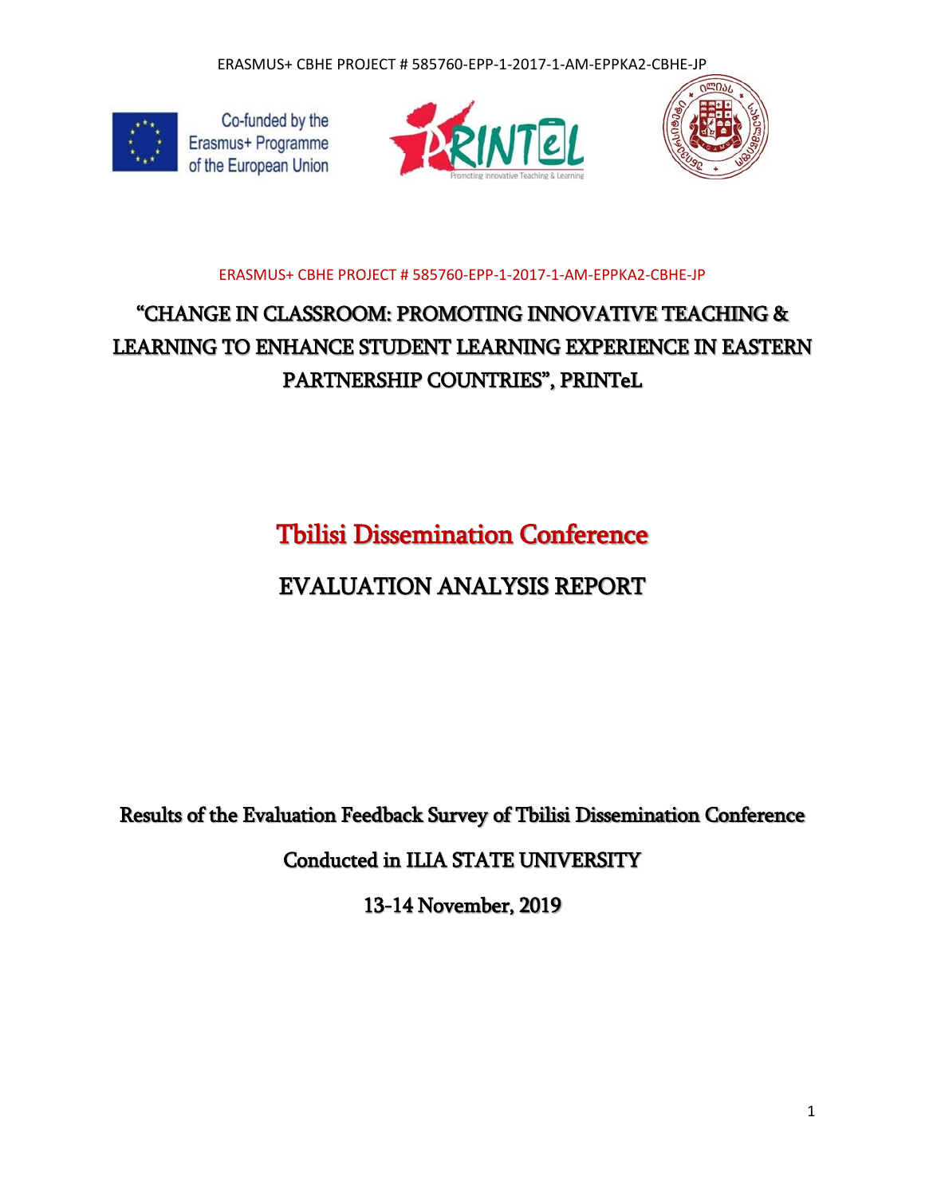ERASMUS+ CBHE PROJECT # 585760-EPP-1-2017-1-AM-EPPKA2-CBHE-JP

Co-funded by the Erasmus+ Programme of the European Union

ERASMUS+ CBHE PROJECT # 585760-EPP-1-2017-1-AM-EPPKA2-CBHE-JP

# "CHANGE IN CLASSROOM: PROMOTING INNOVATIVE TEACHING & LEARNING TO ENHANCE STUDENT LEARNING EXPERIENCE IN EASTERN PARTNERSHIP COUNTRIES", PRINTeL

# Tbilisi Dissemination Conference

# EVALUATION ANALYSIS REPORT

**Results of the Evaluation Feedback Survey of Tbilisi Dissemination Conference**

**Conducted in ILIA STATE UNIVERSITY**

**13-14 November, 2019**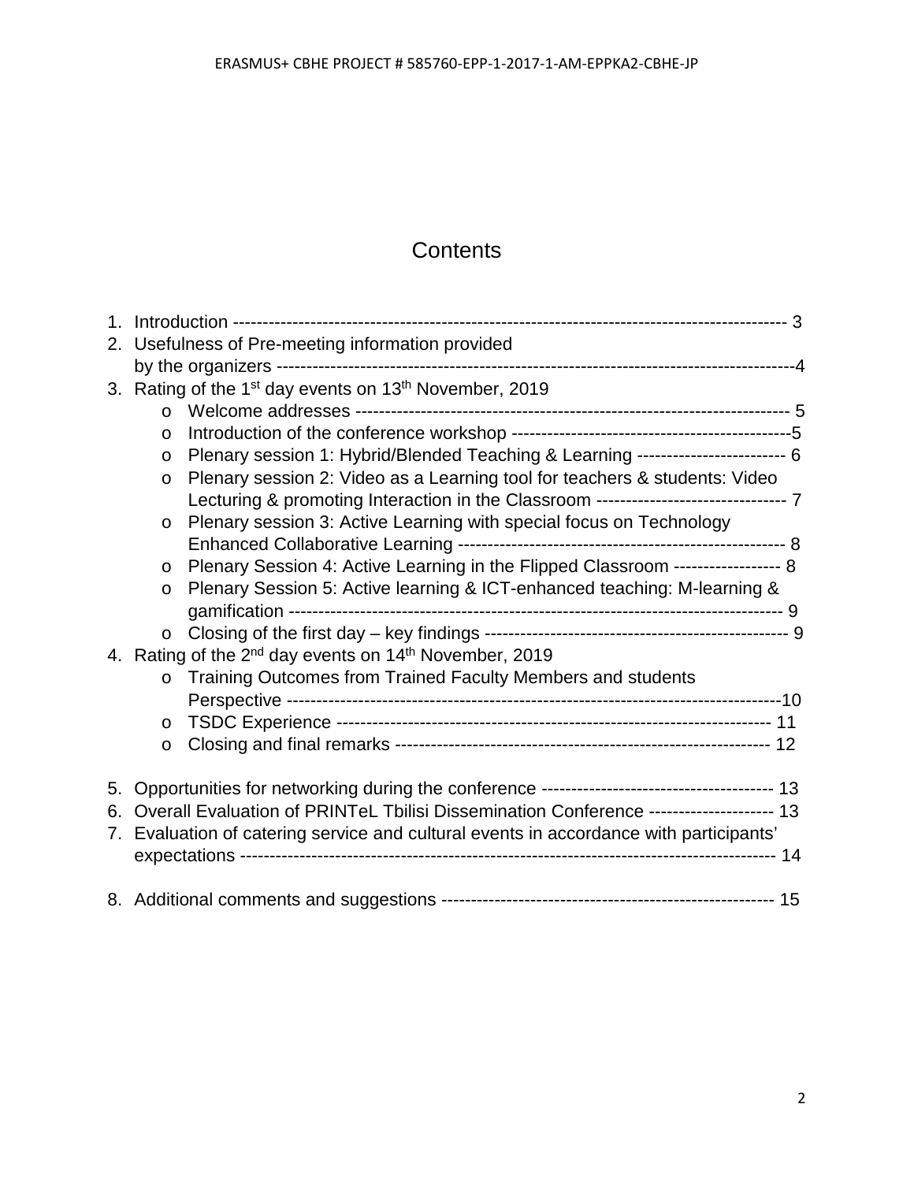# Contents

1. Introduction -------------------------------------------------------------------------------------------- 3
2. Usefulness of Pre-meeting information provided by the organizers -----------------------------------------------------------------------------------4
3. Rating of the 1st day events on 13th November, 2019
   - Welcome addresses ----------------------------------------------------------------------- 5
   - Introduction of the conference workshop ----------------------------------------------5
   - Plenary session 1: Hybrid/Blended Teaching & Learning ------------------------- 6
   - Plenary session 2: Video as a Learning tool for teachers & students: Video Lecturing & promoting Interaction in the Classroom ------------------------------- 7
   - Plenary session 3: Active Learning with special focus on Technology Enhanced Collaborative Learning ------------------------------------------------------ 8
   - Plenary Session 4: Active Learning in the Flipped Classroom ------------------ 8
   - Plenary Session 5: Active learning & ICT-enhanced teaching: M-learning & gamification ---------------------------------------------------------------------------------- 9
   - Closing of the first day – key findings -------------------------------------------------- 9
4. Rating of the 2nd day events on 14th November, 2019
   - Training Outcomes from Trained Faculty Members and students Perspective ------------------------------------------------------------------------------10
   - TSDC Experience ------------------------------------------------------------------------ 11
   - Closing and final remarks -------------------------------------------------------------- 12
5. Opportunities for networking during the conference -------------------------------------- 13
6. Overall Evaluation of PRINTeL Tbilisi Dissemination Conference --------------------- 13
7. Evaluation of catering service and cultural events in accordance with participants' expectations ------------------------------------------------------------------------------------------- 14
8. Additional comments and suggestions ------------------------------------------------------- 15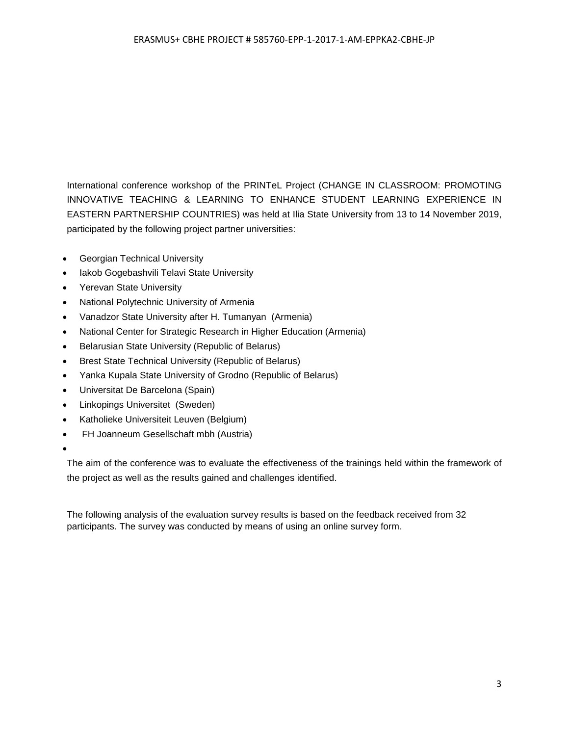International conference workshop of the PRINTeL Project (CHANGE IN CLASSROOM: PROMOTING INNOVATIVE TEACHING & LEARNING TO ENHANCE STUDENT LEARNING EXPERIENCE IN EASTERN PARTNERSHIP COUNTRIES) was held at Ilia State University from 13 to 14 November 2019, participated by the following project partner universities:

- Georgian Technical University
- Iakob Gogebashvili Telavi State University
- Yerevan State University
- National Polytechnic University of Armenia
- Vanadzor State University after H. Tumanyan (Armenia)
- National Center for Strategic Research in Higher Education (Armenia)
- Belarusian State University (Republic of Belarus)
- Brest State Technical University (Republic of Belarus)
- Yanka Kupala State University of Grodno (Republic of Belarus)
- Universitat De Barcelona (Spain)
- Linkopings Universitet (Sweden)
- Katholieke Universiteit Leuven (Belgium)
- FH Joanneum Gesellschaft mbh (Austria)

The aim of the conference was to evaluate the effectiveness of the trainings held within the framework of the project as well as the results gained and challenges identified.

The following analysis of the evaluation survey results is based on the feedback received from 32 participants. The survey was conducted by means of using an online survey form.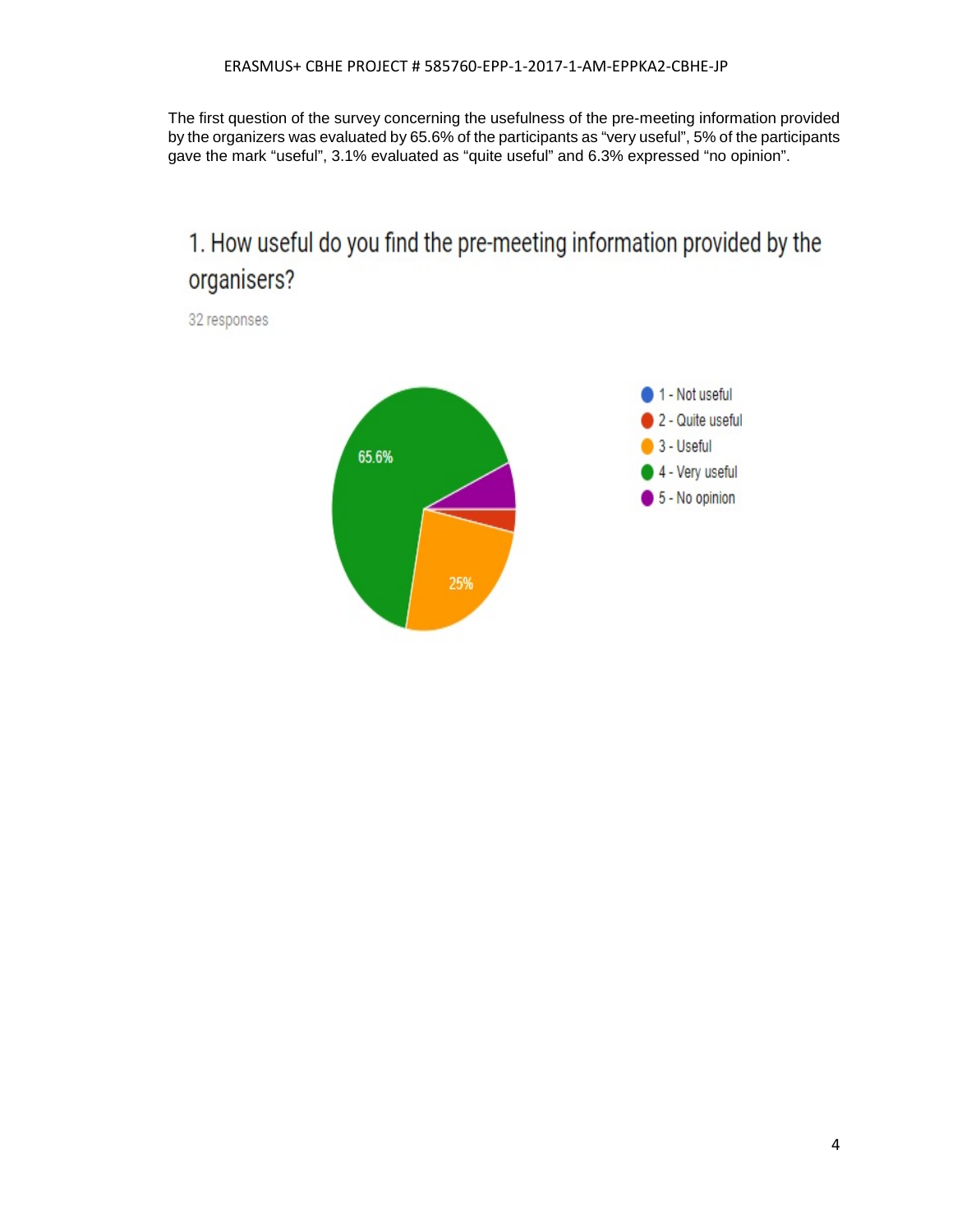The first question of the survey concerning the usefulness of the pre-meeting information provided by the organizers was evaluated by 65.6% of the participants as "very useful", 5% of the participants gave the mark "useful", 3.1% evaluated as "quite useful" and 6.3% expressed "no opinion".

## 1. How useful do you find the pre-meeting information provided by the organisers?

32 responses

- 1 - Not useful
- 2 - Quite useful
- 3 - Useful
- 4 - Very useful
- 5 - No opinion

65.6%

25%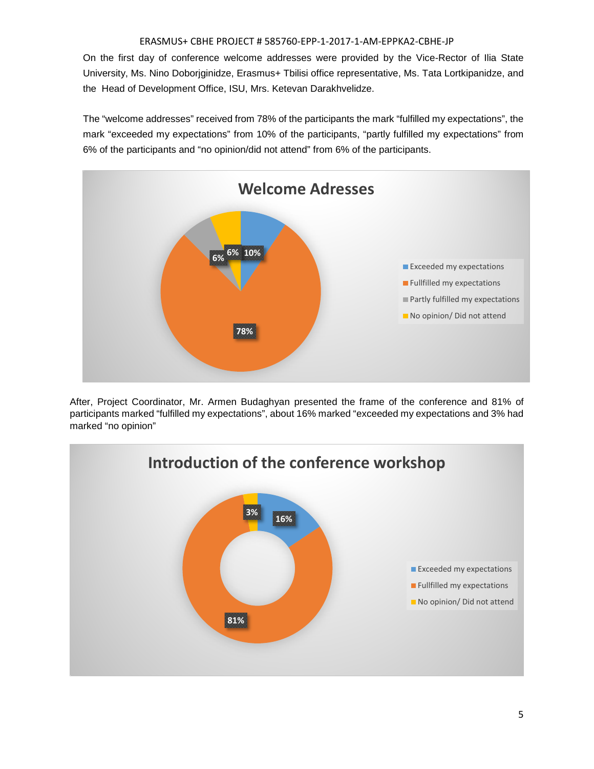On the first day of conference welcome addresses were provided by the Vice-Rector of Ilia State University, Ms. Nino Doborjginidze, Erasmus+ Tbilisi office representative, Ms. Tata Lortkipanidze, and the Head of Development Office, ISU, Mrs. Ketevan Darakhvelidze.

The "welcome addresses" received from 78% of the participants the mark "fulfilled my expectations", the mark "exceeded my expectations" from 10% of the participants, "partly fulfilled my expectations" from 6% of the participants and "no opinion/did not attend" from 6% of the participants.

**Welcome Adresses**

| Response | Share |
|---|---|
| Exceeded my expectations | 10% |
| Fullfilled my expectations | 78% |
| Partly fulfilled my expectations | 6% |
| No opinion/ Did not attend | 6% |

After, Project Coordinator, Mr. Armen Budaghyan presented the frame of the conference and 81% of participants marked "fulfilled my expectations", about 16% marked "exceeded my expectations and 3% had marked "no opinion"

**Introduction of the conference workshop**

| Response | Share |
|---|---|
| Exceeded my expectations | 16% |
| Fullfilled my expectations | 81% |
| No opinion/ Did not attend | 3% |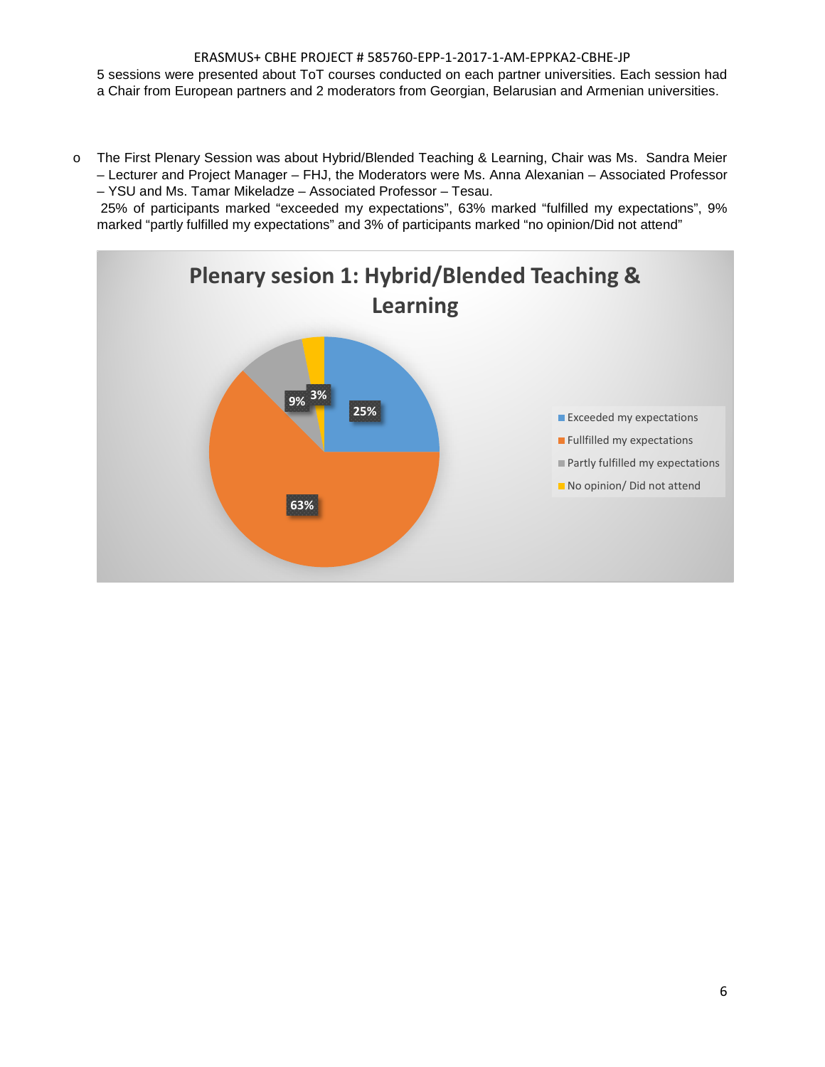5 sessions were presented about ToT courses conducted on each partner universities. Each session had a Chair from European partners and 2 moderators from Georgian, Belarusian and Armenian universities.

- The First Plenary Session was about Hybrid/Blended Teaching & Learning, Chair was Ms. Sandra Meier – Lecturer and Project Manager – FHJ, the Moderators were Ms. Anna Alexanian – Associated Professor – YSU and Ms. Tamar Mikeladze – Associated Professor – Tesau.

  25% of participants marked "exceeded my expectations", 63% marked "fulfilled my expectations", 9% marked "partly fulfilled my expectations" and 3% of participants marked "no opinion/Did not attend"

**Plenary sesion 1: Hybrid/Blended Teaching & Learning**

| Response | Percentage |
| --- | --- |
| Exceeded my expectations | 25% |
| Fullfilled my expectations | 63% |
| Partly fulfilled my expectations | 9% |
| No opinion/ Did not attend | 3% |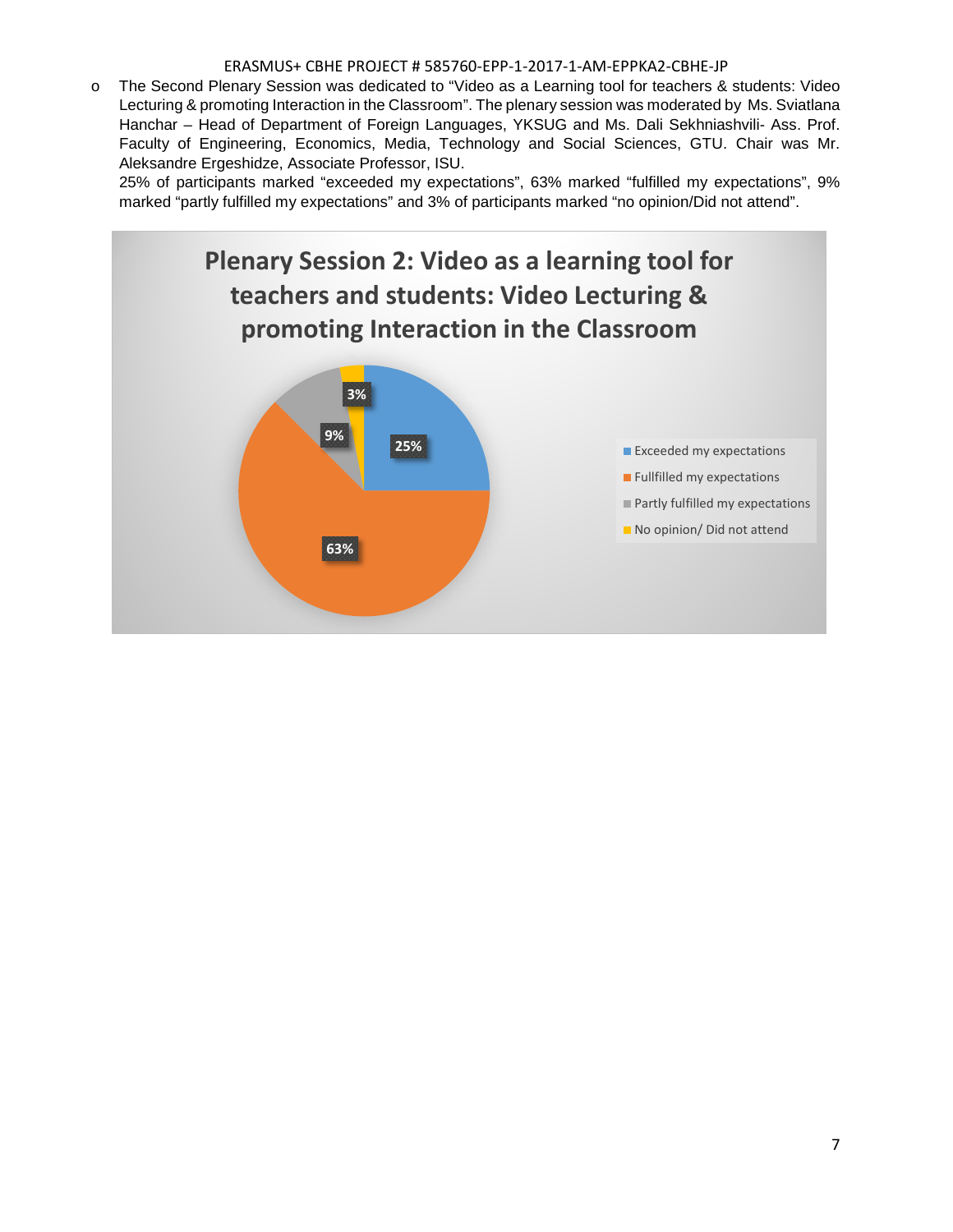- The Second Plenary Session was dedicated to “Video as a Learning tool for teachers & students: Video Lecturing & promoting Interaction in the Classroom”. The plenary session was moderated by Ms. Sviatlana Hanchar – Head of Department of Foreign Languages, YKSUG and Ms. Dali Sekhniashvili- Ass. Prof. Faculty of Engineering, Economics, Media, Technology and Social Sciences, GTU. Chair was Mr. Aleksandre Ergeshidze, Associate Professor, ISU.

  25% of participants marked “exceeded my expectations”, 63% marked “fulfilled my expectations”, 9% marked “partly fulfilled my expectations” and 3% of participants marked “no opinion/Did not attend”.

**Plenary Session 2: Video as a learning tool for teachers and students: Video Lecturing & promoting Interaction in the Classroom**

| Response | Percentage |
| --- | --- |
| Exceeded my expectations | 25% |
| Fullfilled my expectations | 63% |
| Partly fulfilled my expectations | 9% |
| No opinion/ Did not attend | 3% |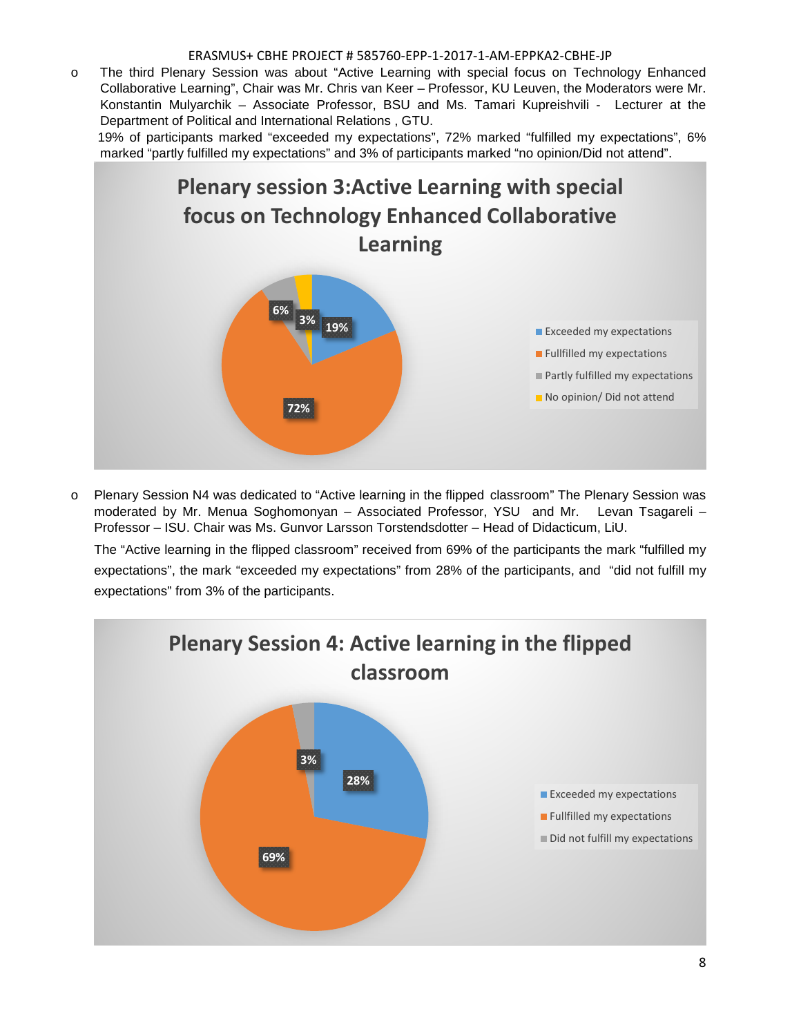- The third Plenary Session was about "Active Learning with special focus on Technology Enhanced Collaborative Learning", Chair was Mr. Chris van Keer – Professor, KU Leuven, the Moderators were Mr. Konstantin Mulyarchik – Associate Professor, BSU and Ms. Tamari Kupreishvili - Lecturer at the Department of Political and International Relations , GTU.

  19% of participants marked "exceeded my expectations", 72% marked "fulfilled my expectations", 6% marked "partly fulfilled my expectations" and 3% of participants marked "no opinion/Did not attend".

**Plenary session 3:Active Learning with special focus on Technology Enhanced Collaborative Learning**

| Response | Share |
|---|---|
| Exceeded my expectations | 19% |
| Fullfilled my expectations | 72% |
| Partly fulfilled my expectations | 6% |
| No opinion/ Did not attend | 3% |

- Plenary Session N4 was dedicated to "Active learning in the flipped classroom" The Plenary Session was moderated by Mr. Menua Soghomonyan – Associated Professor, YSU and Mr. Levan Tsagareli – Professor – ISU. Chair was Ms. Gunvor Larsson Torstendsdotter – Head of Didacticum, LiU.

  The "Active learning in the flipped classroom" received from 69% of the participants the mark "fulfilled my expectations", the mark "exceeded my expectations" from 28% of the participants, and "did not fulfill my expectations" from 3% of the participants.

**Plenary Session 4: Active learning in the flipped classroom**

| Response | Share |
|---|---|
| Exceeded my expectations | 28% |
| Fullfilled my expectations | 69% |
| Did not fulfill my expectations | 3% |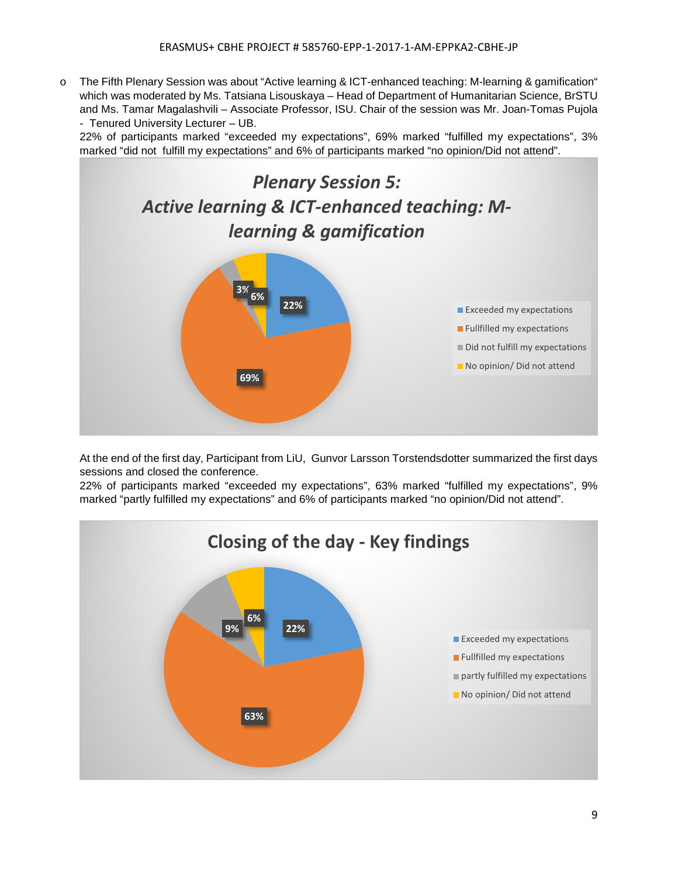- The Fifth Plenary Session was about "Active learning & ICT-enhanced teaching: M-learning & gamification" which was moderated by Ms. Tatsiana Lisouskaya – Head of Department of Humanitarian Science, BrSTU and Ms. Tamar Magalashvili – Associate Professor, ISU. Chair of the session was Mr. Joan-Tomas Pujola - Tenured University Lecturer – UB.

  22% of participants marked "exceeded my expectations", 69% marked "fulfilled my expectations", 3% marked "did not fulfill my expectations" and 6% of participants marked "no opinion/Did not attend".

***Plenary Session 5: Active learning & ICT-enhanced teaching: M-learning & gamification***

| Response | Percentage |
| --- | --- |
| Exceeded my expectations | 22% |
| Fullfilled my expectations | 69% |
| Did not fulfill my expectations | 3% |
| No opinion/ Did not attend | 6% |

At the end of the first day, Participant from LiU, Gunvor Larsson Torstendsdotter summarized the first days sessions and closed the conference.

22% of participants marked "exceeded my expectations", 63% marked "fulfilled my expectations", 9% marked "partly fulfilled my expectations" and 6% of participants marked "no opinion/Did not attend".

**Closing of the day - Key findings**

| Response | Percentage |
| --- | --- |
| Exceeded my expectations | 22% |
| Fullfilled my expectations | 63% |
| partly fulfilled my expectations | 9% |
| No opinion/ Did not attend | 6% |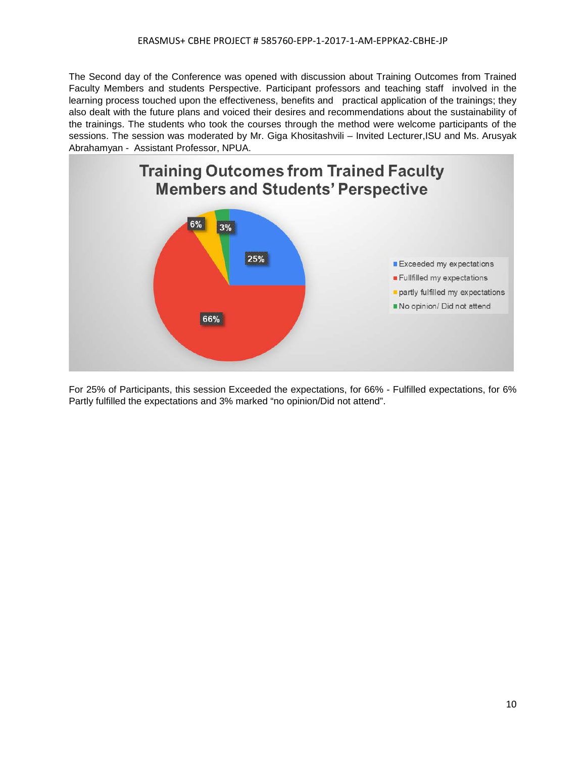The Second day of the Conference was opened with discussion about Training Outcomes from Trained Faculty Members and students Perspective. Participant professors and teaching staff involved in the learning process touched upon the effectiveness, benefits and practical application of the trainings; they also dealt with the future plans and voiced their desires and recommendations about the sustainability of the trainings. The students who took the courses through the method were welcome participants of the sessions. The session was moderated by Mr. Giga Khositashvili – Invited Lecturer,ISU and Ms. Arusyak Abrahamyan - Assistant Professor, NPUA.

**Training Outcomes from Trained Faculty Members and Students' Perspective**

| Response | Share |
|---|---|
| Exceeded my expectations | 25% |
| Fullfilled my expectations | 66% |
| partly fulfilled my expectations | 6% |
| No opinion/ Did not attend | 3% |

For 25% of Participants, this session Exceeded the expectations, for 66% - Fulfilled expectations, for 6% Partly fulfilled the expectations and 3% marked "no opinion/Did not attend".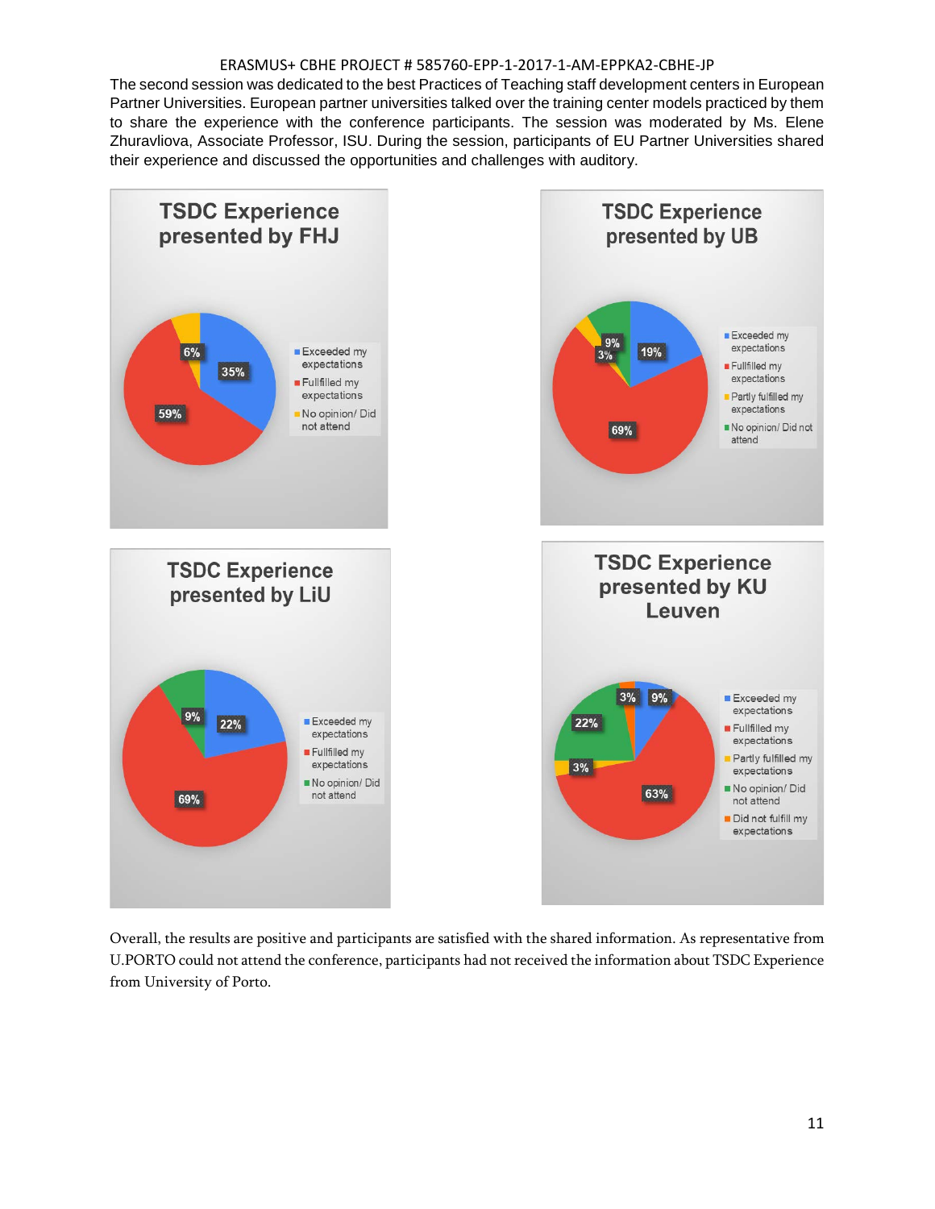The second session was dedicated to the best Practices of Teaching staff development centers in European Partner Universities. European partner universities talked over the training center models practiced by them to share the experience with the conference participants. The session was moderated by Ms. Elene Zhuravliova, Associate Professor, ISU. During the session, participants of EU Partner Universities shared their experience and discussed the opportunities and challenges with auditory.

**TSDC Experience presented by FHJ**

| Response | % |
|---|---|
| Exceeded my expectations | 35% |
| Fullfilled my expectations | 59% |
| No opinion/ Did not attend | 6% |

**TSDC Experience presented by UB**

| Response | % |
|---|---|
| Exceeded my expectations | 19% |
| Fullfilled my expectations | 69% |
| Partly fulfilled my expectations | 3% |
| No opinion/ Did not attend | 9% |

**TSDC Experience presented by LiU**

| Response | % |
|---|---|
| Exceeded my expectations | 22% |
| Fullfilled my expectations | 69% |
| No opinion/ Did not attend | 9% |

**TSDC Experience presented by KU Leuven**

| Response | % |
|---|---|
| Exceeded my expectations | 9% |
| Fullfilled my expectations | 63% |
| Partly fulfilled my expectations | 3% |
| No opinion/ Did not attend | 22% |
| Did not fulfill my expectations | 3% |

Overall, the results are positive and participants are satisfied with the shared information. As representative from U.PORTO could not attend the conference, participants had not received the information about TSDC Experience from University of Porto.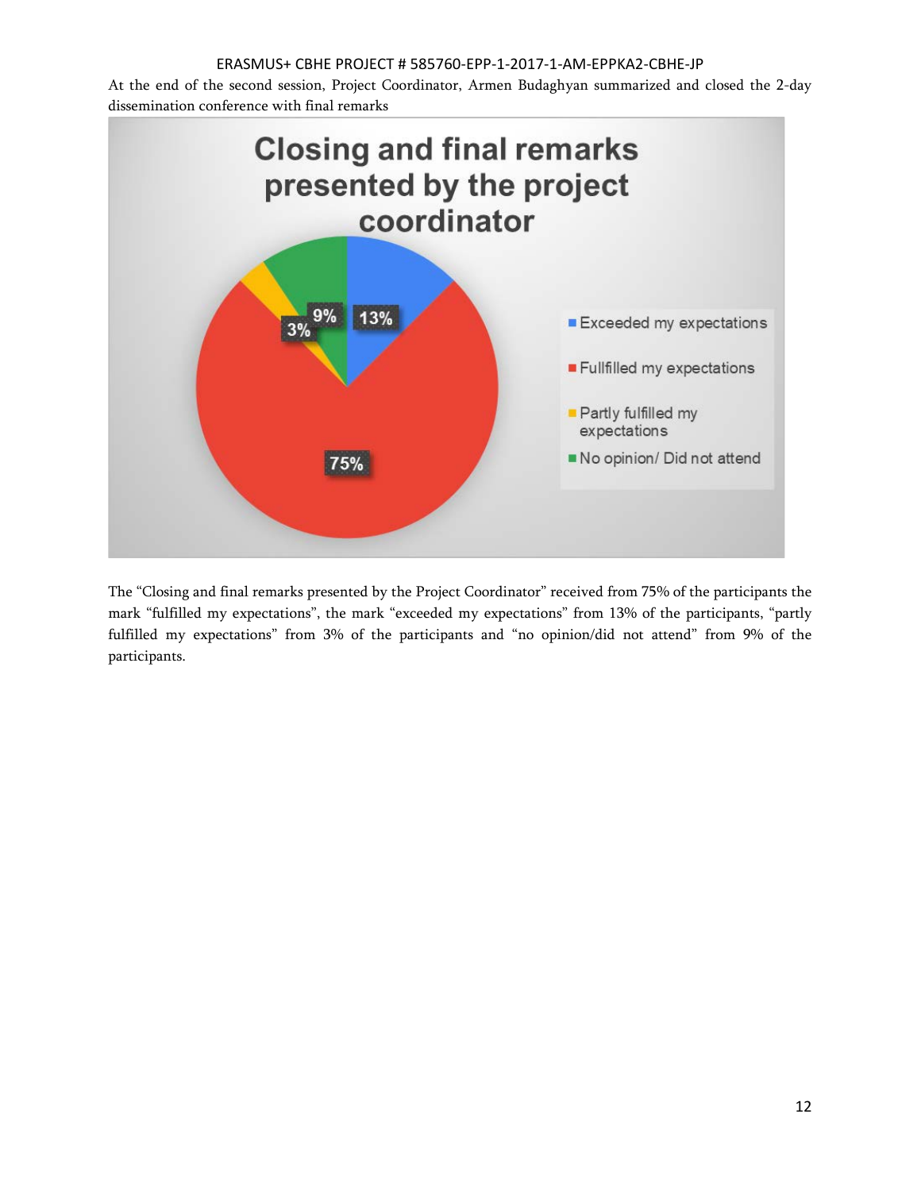At the end of the second session, Project Coordinator, Armen Budaghyan summarized and closed the 2-day dissemination conference with final remarks

The "Closing and final remarks presented by the Project Coordinator" received from 75% of the participants the mark "fulfilled my expectations", the mark "exceeded my expectations" from 13% of the participants, "partly fulfilled my expectations" from 3% of the participants and "no opinion/did not attend" from 9% of the participants.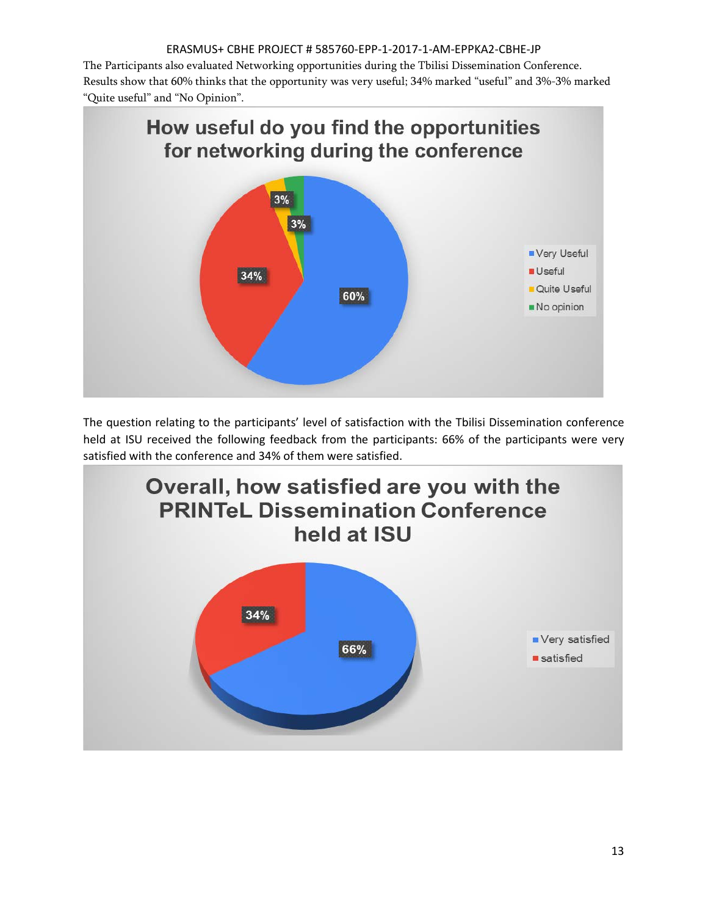The Participants also evaluated Networking opportunities during the Tbilisi Dissemination Conference. Results show that 60% thinks that the opportunity was very useful; 34% marked "useful" and 3%-3% marked "Quite useful" and "No Opinion".

**How useful do you find the opportunities for networking during the conference**

| Response | Percentage |
|---|---|
| Very Useful | 60% |
| Useful | 34% |
| Quite Useful | 3% |
| No opinion | 3% |

The question relating to the participants' level of satisfaction with the Tbilisi Dissemination conference held at ISU received the following feedback from the participants: 66% of the participants were very satisfied with the conference and 34% of them were satisfied.

**Overall, how satisfied are you with the PRINTeL Dissemination Conference held at ISU**

| Response | Percentage |
|---|---|
| Very satisfied | 66% |
| satisfied | 34% |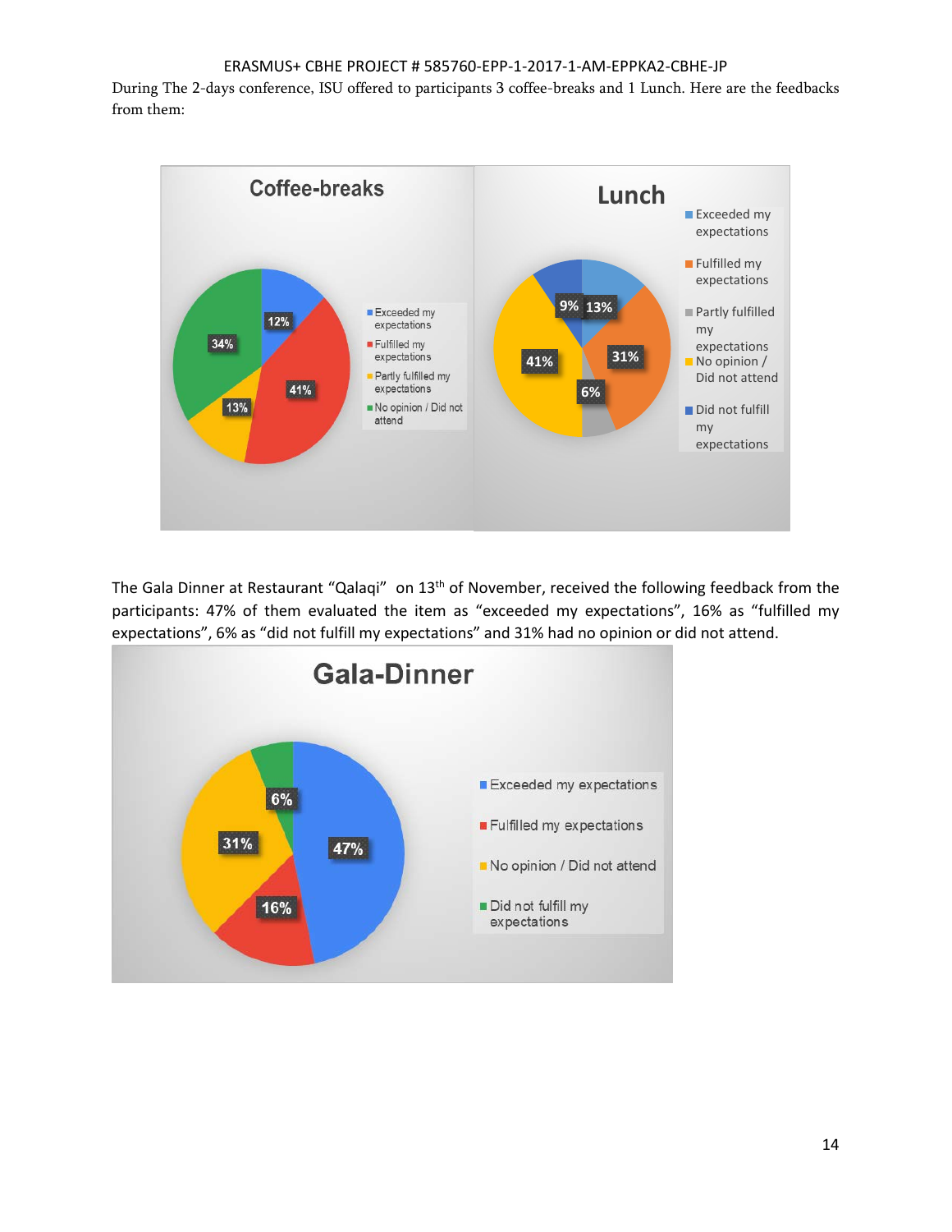During The 2-days conference, ISU offered to participants 3 coffee-breaks and 1 Lunch. Here are the feedbacks from them:

**Coffee-breaks**

| Response | % |
| --- | --- |
| Exceeded my expectations | 12% |
| Fulfilled my expectations | 41% |
| Partly fulfilled my expectations | 13% |
| No opinion / Did not attend | 34% |

**Lunch**

| Response | % |
| --- | --- |
| Exceeded my expectations | 13% |
| Fulfilled my expectations | 31% |
| Partly fulfilled my expectations | 6% |
| No opinion / Did not attend | 41% |
| Did not fulfill my expectations | 9% |

The Gala Dinner at Restaurant "Qalaqi" on 13th of November, received the following feedback from the participants: 47% of them evaluated the item as "exceeded my expectations", 16% as "fulfilled my expectations", 6% as "did not fulfill my expectations" and 31% had no opinion or did not attend.

**Gala-Dinner**

| Response | % |
| --- | --- |
| Exceeded my expectations | 47% |
| Fulfilled my expectations | 16% |
| No opinion / Did not attend | 31% |
| Did not fulfill my expectations | 6% |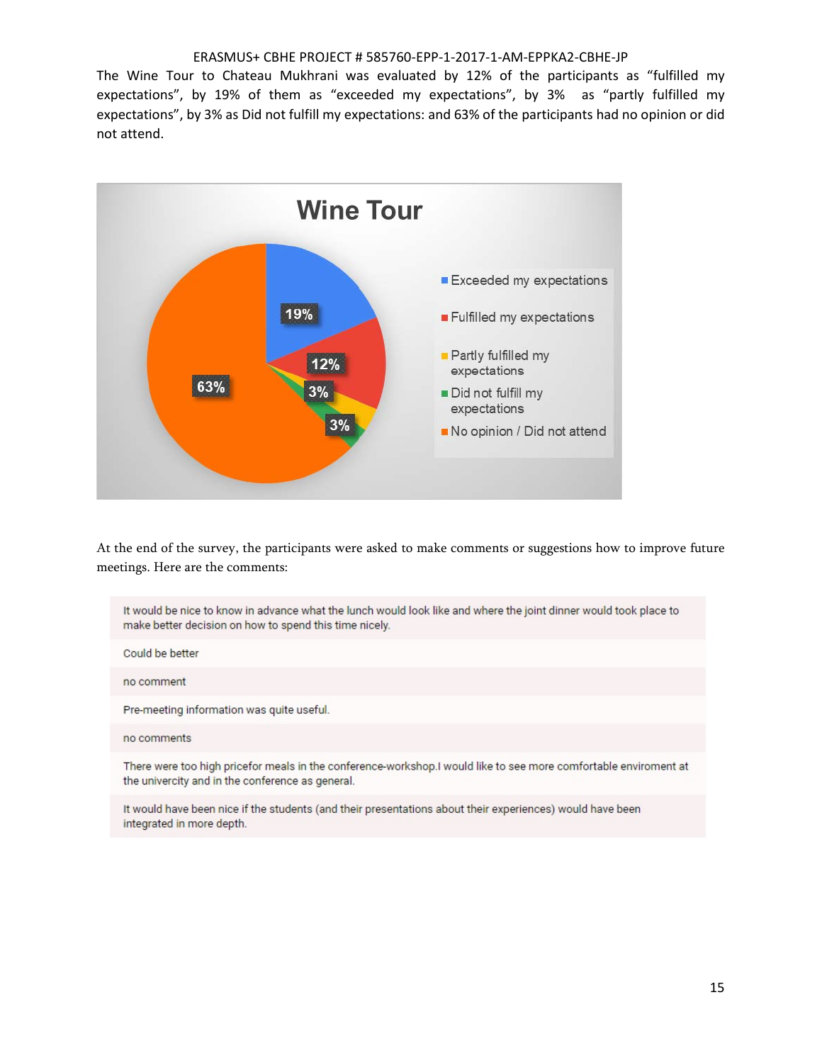The Wine Tour to Chateau Mukhrani was evaluated by 12% of the participants as "fulfilled my expectations", by 19% of them as "exceeded my expectations", by 3% as "partly fulfilled my expectations", by 3% as Did not fulfill my expectations: and 63% of the participants had no opinion or did not attend.

**Wine Tour**

| Response | Percentage |
| --- | --- |
| Exceeded my expectations | 19% |
| Fulfilled my expectations | 12% |
| Partly fulfilled my expectations | 3% |
| Did not fulfill my expectations | 3% |
| No opinion / Did not attend | 63% |

At the end of the survey, the participants were asked to make comments or suggestions how to improve future meetings. Here are the comments:

| |
| --- |
| It would be nice to know in advance what the lunch would look like and where the joint dinner would took place to make better decision on how to spend this time nicely. |
| Could be better |
| no comment |
| Pre-meeting information was quite useful. |
| no comments |
| There were too high pricefor meals in the conference-workshop.I would like to see more comfortable enviroment at the univercity and in the conference as general. |
| It would have been nice if the students (and their presentations about their experiences) would have been integrated in more depth. |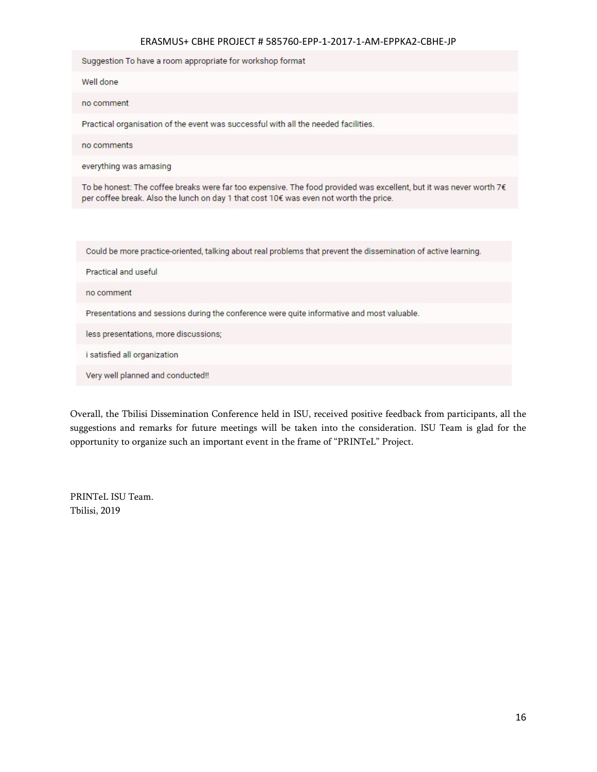Suggestion To have a room appropriate for workshop format

Well done

no comment

Practical organisation of the event was successful with all the needed facilities.

no comments

everything was amasing

To be honest: The coffee breaks were far too expensive. The food provided was excellent, but it was never worth 7€ per coffee break. Also the lunch on day 1 that cost 10€ was even not worth the price.

Could be more practice-oriented, talking about real problems that prevent the dissemination of active learning.

Practical and useful

no comment

Presentations and sessions during the conference were quite informative and most valuable.

less presentations, more discussions;

i satisfied all organization

Very well planned and conducted!!

Overall, the Tbilisi Dissemination Conference held in ISU, received positive feedback from participants, all the suggestions and remarks for future meetings will be taken into the consideration. ISU Team is glad for the opportunity to organize such an important event in the frame of "PRINTeL" Project.

PRINTeL ISU Team.
Tbilisi, 2019